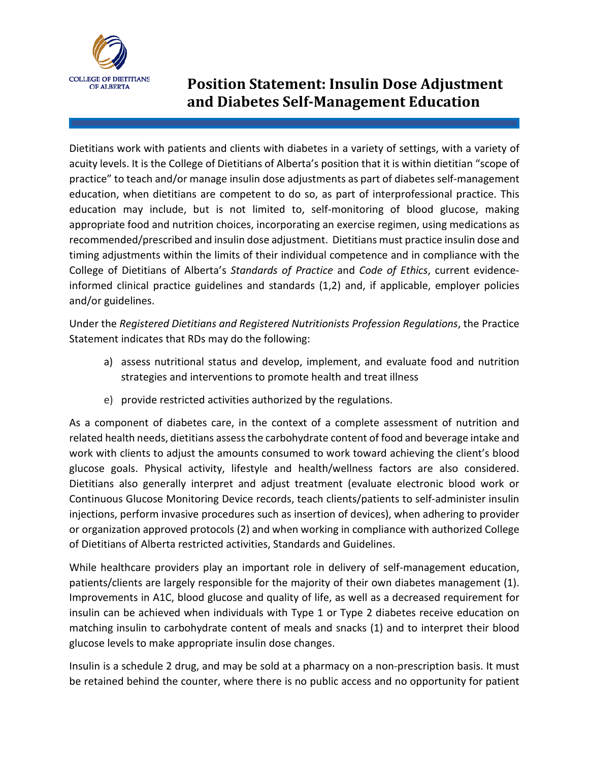COLLEGE OF DIETITIANS OF ALBERTA

# Position Statement: Insulin Dose Adjustment and Diabetes Self-Management Education

Dietitians work with patients and clients with diabetes in a variety of settings, with a variety of acuity levels. It is the College of Dietitians of Alberta's position that it is within dietitian "scope of practice" to teach and/or manage insulin dose adjustments as part of diabetes self-management education, when dietitians are competent to do so, as part of interprofessional practice. This education may include, but is not limited to, self-monitoring of blood glucose, making appropriate food and nutrition choices, incorporating an exercise regimen, using medications as recommended/prescribed and insulin dose adjustment. Dietitians must practice insulin dose and timing adjustments within the limits of their individual competence and in compliance with the College of Dietitians of Alberta's *Standards of Practice* and *Code of Ethics*, current evidence-informed clinical practice guidelines and standards (1,2) and, if applicable, employer policies and/or guidelines.

Under the *Registered Dietitians and Registered Nutritionists Profession Regulations*, the Practice Statement indicates that RDs may do the following:

a) assess nutritional status and develop, implement, and evaluate food and nutrition strategies and interventions to promote health and treat illness

e) provide restricted activities authorized by the regulations.

As a component of diabetes care, in the context of a complete assessment of nutrition and related health needs, dietitians assess the carbohydrate content of food and beverage intake and work with clients to adjust the amounts consumed to work toward achieving the client's blood glucose goals. Physical activity, lifestyle and health/wellness factors are also considered. Dietitians also generally interpret and adjust treatment (evaluate electronic blood work or Continuous Glucose Monitoring Device records, teach clients/patients to self-administer insulin injections, perform invasive procedures such as insertion of devices), when adhering to provider or organization approved protocols (2) and when working in compliance with authorized College of Dietitians of Alberta restricted activities, Standards and Guidelines.

While healthcare providers play an important role in delivery of self-management education, patients/clients are largely responsible for the majority of their own diabetes management (1). Improvements in A1C, blood glucose and quality of life, as well as a decreased requirement for insulin can be achieved when individuals with Type 1 or Type 2 diabetes receive education on matching insulin to carbohydrate content of meals and snacks (1) and to interpret their blood glucose levels to make appropriate insulin dose changes.

Insulin is a schedule 2 drug, and may be sold at a pharmacy on a non-prescription basis. It must be retained behind the counter, where there is no public access and no opportunity for patient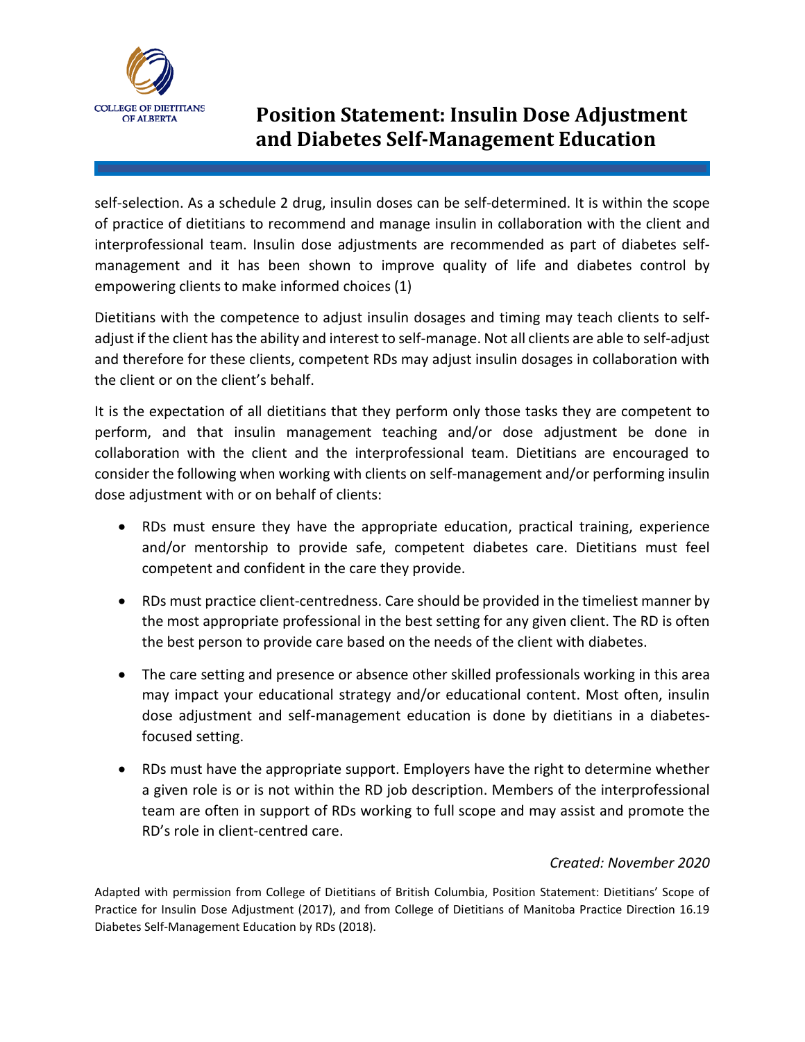self-selection. As a schedule 2 drug, insulin doses can be self-determined. It is within the scope of practice of dietitians to recommend and manage insulin in collaboration with the client and interprofessional team. Insulin dose adjustments are recommended as part of diabetes self-management and it has been shown to improve quality of life and diabetes control by empowering clients to make informed choices (1)

Dietitians with the competence to adjust insulin dosages and timing may teach clients to self-adjust if the client has the ability and interest to self-manage. Not all clients are able to self-adjust and therefore for these clients, competent RDs may adjust insulin dosages in collaboration with the client or on the client's behalf.

It is the expectation of all dietitians that they perform only those tasks they are competent to perform, and that insulin management teaching and/or dose adjustment be done in collaboration with the client and the interprofessional team. Dietitians are encouraged to consider the following when working with clients on self-management and/or performing insulin dose adjustment with or on behalf of clients:

- RDs must ensure they have the appropriate education, practical training, experience and/or mentorship to provide safe, competent diabetes care. Dietitians must feel competent and confident in the care they provide.
- RDs must practice client-centredness. Care should be provided in the timeliest manner by the most appropriate professional in the best setting for any given client. The RD is often the best person to provide care based on the needs of the client with diabetes.
- The care setting and presence or absence other skilled professionals working in this area may impact your educational strategy and/or educational content. Most often, insulin dose adjustment and self-management education is done by dietitians in a diabetes-focused setting.
- RDs must have the appropriate support. Employers have the right to determine whether a given role is or is not within the RD job description. Members of the interprofessional team are often in support of RDs working to full scope and may assist and promote the RD's role in client-centred care.

*Created: November 2020*

Adapted with permission from College of Dietitians of British Columbia, Position Statement: Dietitians' Scope of Practice for Insulin Dose Adjustment (2017), and from College of Dietitians of Manitoba Practice Direction 16.19 Diabetes Self-Management Education by RDs (2018).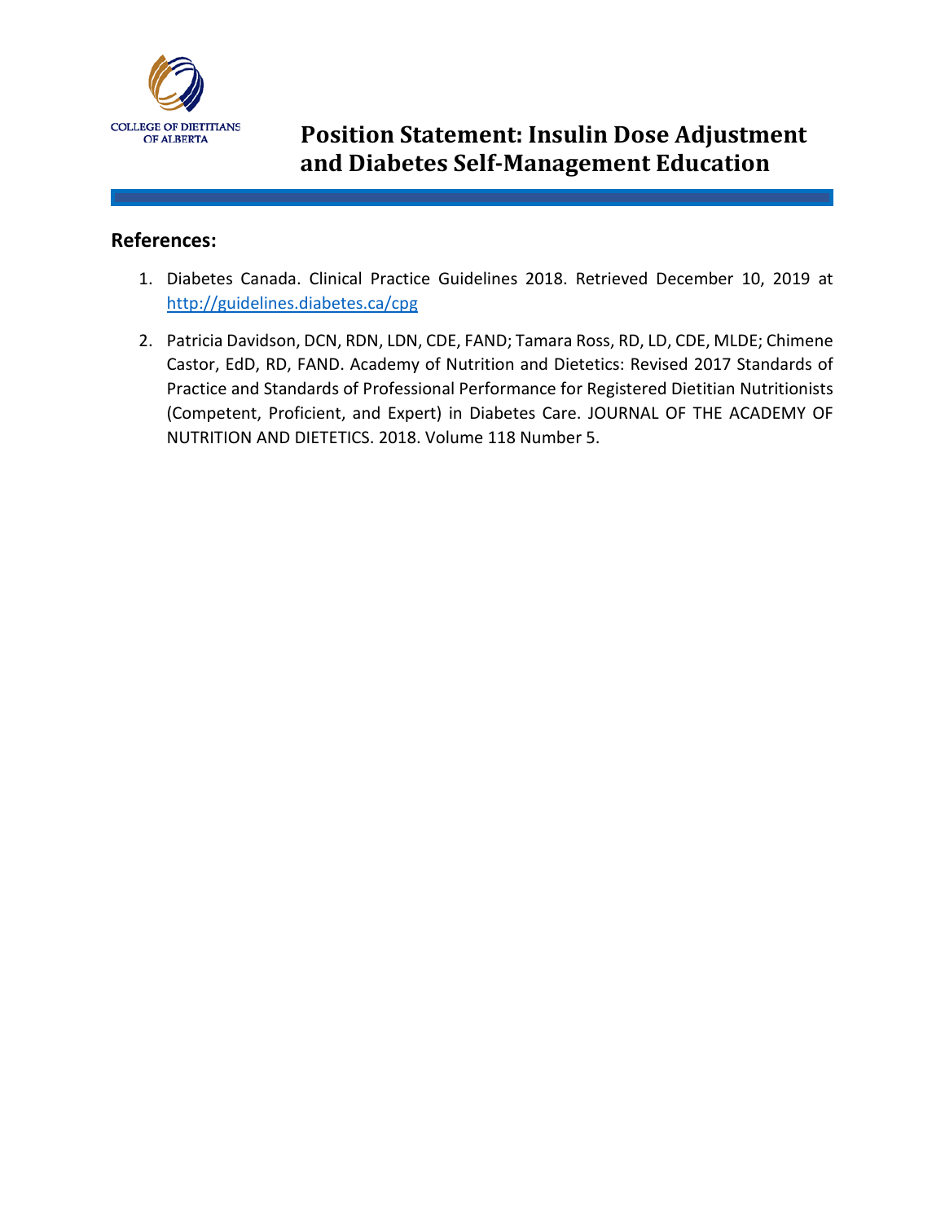## References:

1. Diabetes Canada. Clinical Practice Guidelines 2018. Retrieved December 10, 2019 at http://guidelines.diabetes.ca/cpg
2. Patricia Davidson, DCN, RDN, LDN, CDE, FAND; Tamara Ross, RD, LD, CDE, MLDE; Chimene Castor, EdD, RD, FAND. Academy of Nutrition and Dietetics: Revised 2017 Standards of Practice and Standards of Professional Performance for Registered Dietitian Nutritionists (Competent, Proficient, and Expert) in Diabetes Care. JOURNAL OF THE ACADEMY OF NUTRITION AND DIETETICS. 2018. Volume 118 Number 5.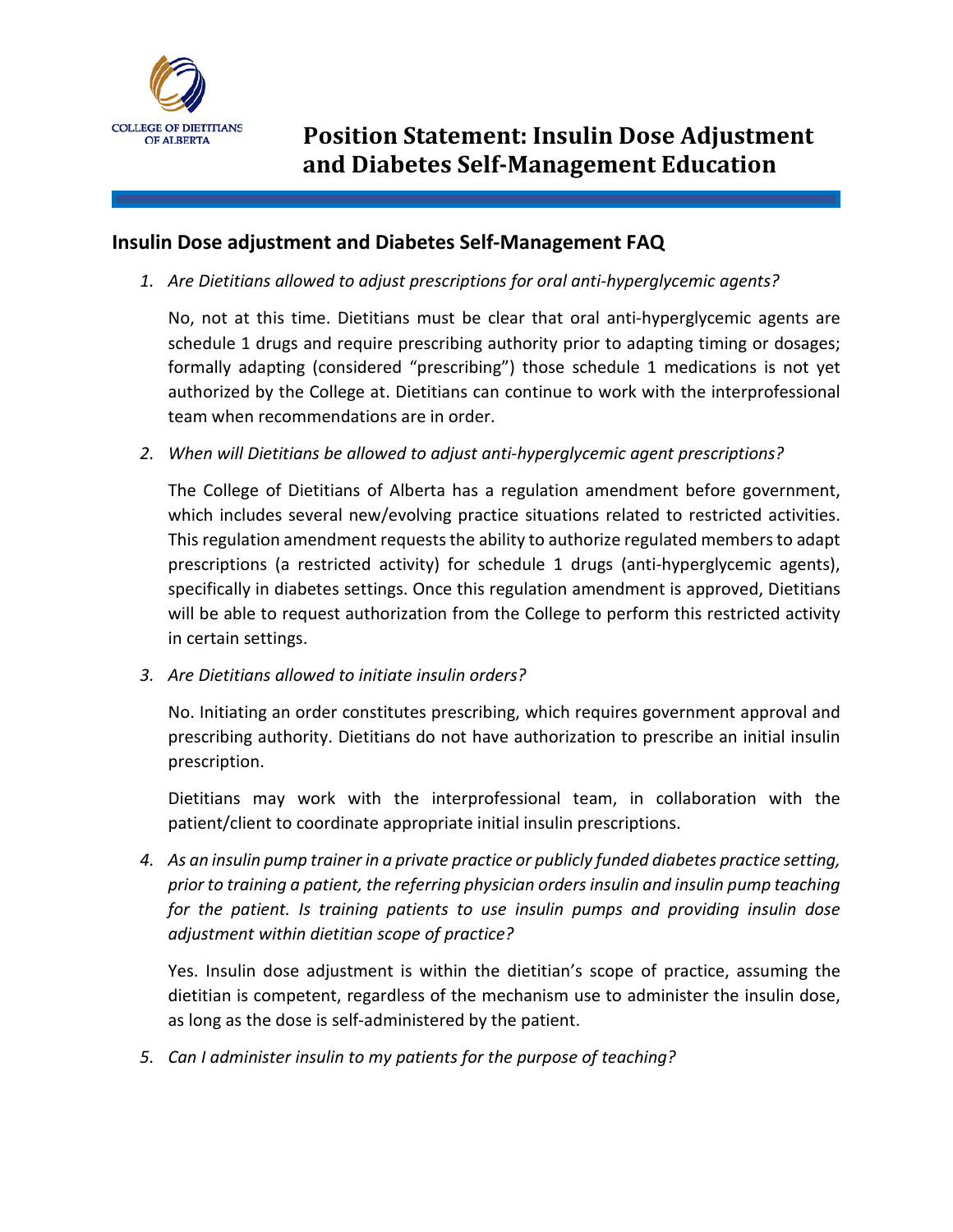# Position Statement: Insulin Dose Adjustment and Diabetes Self-Management Education

## Insulin Dose adjustment and Diabetes Self-Management FAQ

1. *Are Dietitians allowed to adjust prescriptions for oral anti-hyperglycemic agents?*

   No, not at this time. Dietitians must be clear that oral anti-hyperglycemic agents are schedule 1 drugs and require prescribing authority prior to adapting timing or dosages; formally adapting (considered "prescribing") those schedule 1 medications is not yet authorized by the College at. Dietitians can continue to work with the interprofessional team when recommendations are in order.

2. *When will Dietitians be allowed to adjust anti-hyperglycemic agent prescriptions?*

   The College of Dietitians of Alberta has a regulation amendment before government, which includes several new/evolving practice situations related to restricted activities. This regulation amendment requests the ability to authorize regulated members to adapt prescriptions (a restricted activity) for schedule 1 drugs (anti-hyperglycemic agents), specifically in diabetes settings. Once this regulation amendment is approved, Dietitians will be able to request authorization from the College to perform this restricted activity in certain settings.

3. *Are Dietitians allowed to initiate insulin orders?*

   No. Initiating an order constitutes prescribing, which requires government approval and prescribing authority. Dietitians do not have authorization to prescribe an initial insulin prescription.

   Dietitians may work with the interprofessional team, in collaboration with the patient/client to coordinate appropriate initial insulin prescriptions.

4. *As an insulin pump trainer in a private practice or publicly funded diabetes practice setting, prior to training a patient, the referring physician orders insulin and insulin pump teaching for the patient. Is training patients to use insulin pumps and providing insulin dose adjustment within dietitian scope of practice?*

   Yes. Insulin dose adjustment is within the dietitian's scope of practice, assuming the dietitian is competent, regardless of the mechanism use to administer the insulin dose, as long as the dose is self-administered by the patient.

5. *Can I administer insulin to my patients for the purpose of teaching?*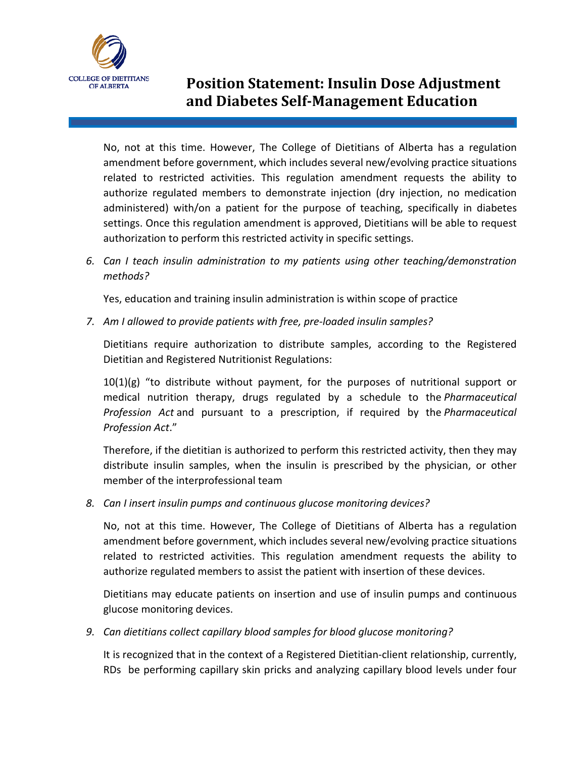No, not at this time. However, The College of Dietitians of Alberta has a regulation amendment before government, which includes several new/evolving practice situations related to restricted activities. This regulation amendment requests the ability to authorize regulated members to demonstrate injection (dry injection, no medication administered) with/on a patient for the purpose of teaching, specifically in diabetes settings. Once this regulation amendment is approved, Dietitians will be able to request authorization to perform this restricted activity in specific settings.

6. *Can I teach insulin administration to my patients using other teaching/demonstration methods?*

   Yes, education and training insulin administration is within scope of practice

7. *Am I allowed to provide patients with free, pre-loaded insulin samples?*

   Dietitians require authorization to distribute samples, according to the Registered Dietitian and Registered Nutritionist Regulations:

   10(1)(g) "to distribute without payment, for the purposes of nutritional support or medical nutrition therapy, drugs regulated by a schedule to the *Pharmaceutical Profession Act* and pursuant to a prescription, if required by the *Pharmaceutical Profession Act*."

   Therefore, if the dietitian is authorized to perform this restricted activity, then they may distribute insulin samples, when the insulin is prescribed by the physician, or other member of the interprofessional team

8. *Can I insert insulin pumps and continuous glucose monitoring devices?*

   No, not at this time. However, The College of Dietitians of Alberta has a regulation amendment before government, which includes several new/evolving practice situations related to restricted activities. This regulation amendment requests the ability to authorize regulated members to assist the patient with insertion of these devices.

   Dietitians may educate patients on insertion and use of insulin pumps and continuous glucose monitoring devices.

9. *Can dietitians collect capillary blood samples for blood glucose monitoring?*

   It is recognized that in the context of a Registered Dietitian-client relationship, currently, RDs be performing capillary skin pricks and analyzing capillary blood levels under four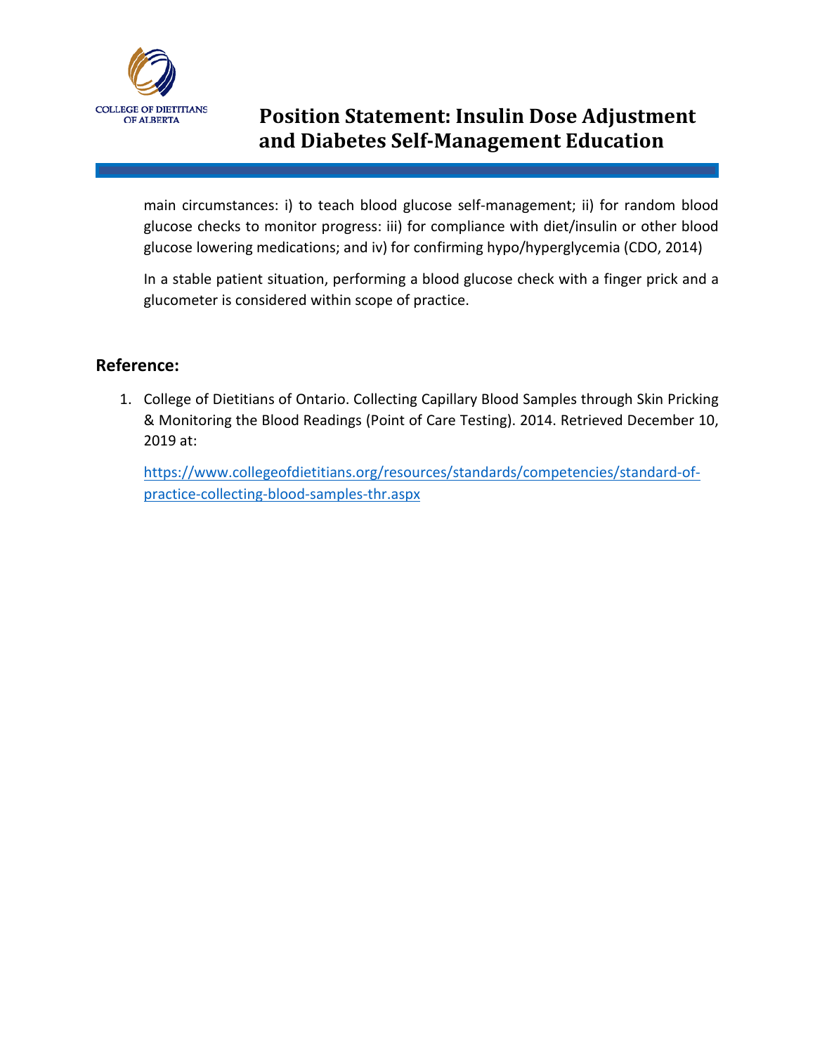main circumstances: i) to teach blood glucose self-management; ii) for random blood glucose checks to monitor progress: iii) for compliance with diet/insulin or other blood glucose lowering medications; and iv) for confirming hypo/hyperglycemia (CDO, 2014)

In a stable patient situation, performing a blood glucose check with a finger prick and a glucometer is considered within scope of practice.

## Reference:

1. College of Dietitians of Ontario. Collecting Capillary Blood Samples through Skin Pricking & Monitoring the Blood Readings (Point of Care Testing). 2014. Retrieved December 10, 2019 at:

   https://www.collegeofdietitians.org/resources/standards/competencies/standard-of-practice-collecting-blood-samples-thr.aspx